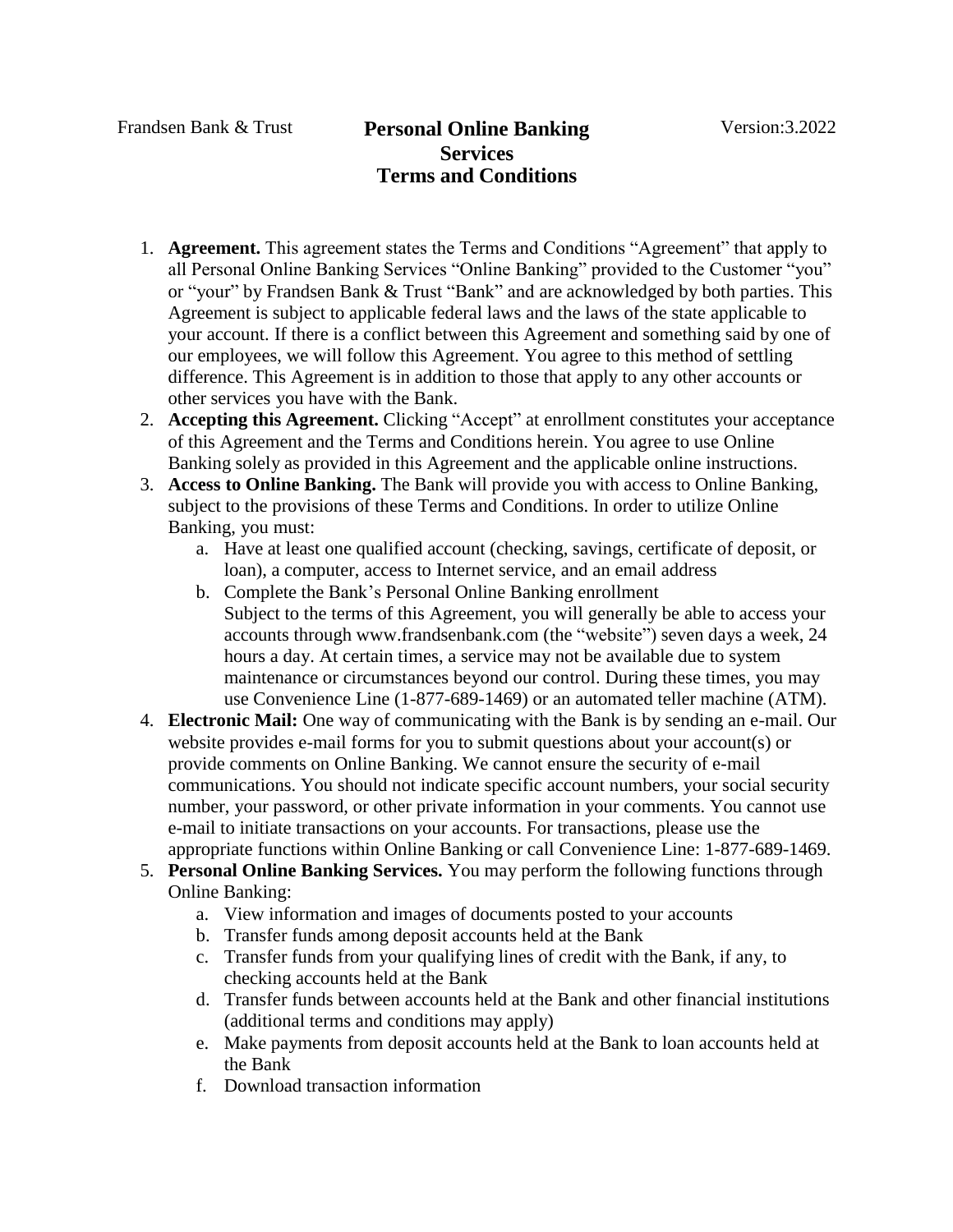Frandsen Bank & Trust

Version:3.2022

# Personal Online Banking Services Terms and Conditions

1. **Agreement.** This agreement states the Terms and Conditions "Agreement" that apply to all Personal Online Banking Services "Online Banking" provided to the Customer "you" or "your" by Frandsen Bank & Trust "Bank" and are acknowledged by both parties. This Agreement is subject to applicable federal laws and the laws of the state applicable to your account. If there is a conflict between this Agreement and something said by one of our employees, we will follow this Agreement. You agree to this method of settling difference. This Agreement is in addition to those that apply to any other accounts or other services you have with the Bank.
2. **Accepting this Agreement.** Clicking "Accept" at enrollment constitutes your acceptance of this Agreement and the Terms and Conditions herein. You agree to use Online Banking solely as provided in this Agreement and the applicable online instructions.
3. **Access to Online Banking.** The Bank will provide you with access to Online Banking, subject to the provisions of these Terms and Conditions. In order to utilize Online Banking, you must:
   a. Have at least one qualified account (checking, savings, certificate of deposit, or loan), a computer, access to Internet service, and an email address
   b. Complete the Bank's Personal Online Banking enrollment
   Subject to the terms of this Agreement, you will generally be able to access your accounts through www.frandsenbank.com (the "website") seven days a week, 24 hours a day. At certain times, a service may not be available due to system maintenance or circumstances beyond our control. During these times, you may use Convenience Line (1-877-689-1469) or an automated teller machine (ATM).
4. **Electronic Mail:** One way of communicating with the Bank is by sending an e-mail. Our website provides e-mail forms for you to submit questions about your account(s) or provide comments on Online Banking. We cannot ensure the security of e-mail communications. You should not indicate specific account numbers, your social security number, your password, or other private information in your comments. You cannot use e-mail to initiate transactions on your accounts. For transactions, please use the appropriate functions within Online Banking or call Convenience Line: 1-877-689-1469.
5. **Personal Online Banking Services.** You may perform the following functions through Online Banking:
   a. View information and images of documents posted to your accounts
   b. Transfer funds among deposit accounts held at the Bank
   c. Transfer funds from your qualifying lines of credit with the Bank, if any, to checking accounts held at the Bank
   d. Transfer funds between accounts held at the Bank and other financial institutions (additional terms and conditions may apply)
   e. Make payments from deposit accounts held at the Bank to loan accounts held at the Bank
   f. Download transaction information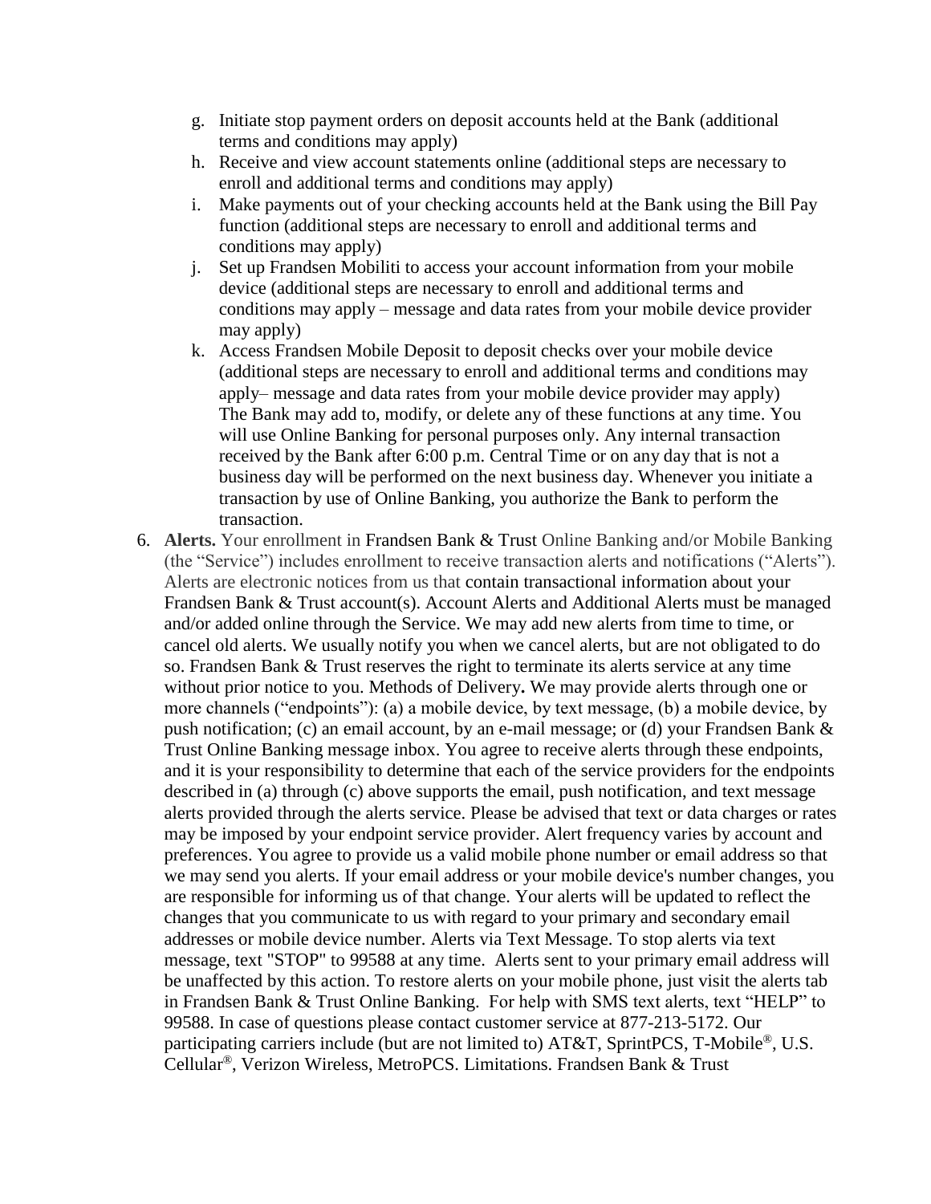g. Initiate stop payment orders on deposit accounts held at the Bank (additional terms and conditions may apply)
h. Receive and view account statements online (additional steps are necessary to enroll and additional terms and conditions may apply)
i. Make payments out of your checking accounts held at the Bank using the Bill Pay function (additional steps are necessary to enroll and additional terms and conditions may apply)
j. Set up Frandsen Mobiliti to access your account information from your mobile device (additional steps are necessary to enroll and additional terms and conditions may apply – message and data rates from your mobile device provider may apply)
k. Access Frandsen Mobile Deposit to deposit checks over your mobile device (additional steps are necessary to enroll and additional terms and conditions may apply– message and data rates from your mobile device provider may apply)
   The Bank may add to, modify, or delete any of these functions at any time. You will use Online Banking for personal purposes only. Any internal transaction received by the Bank after 6:00 p.m. Central Time or on any day that is not a business day will be performed on the next business day. Whenever you initiate a transaction by use of Online Banking, you authorize the Bank to perform the transaction.

6. **Alerts.** Your enrollment in Frandsen Bank & Trust Online Banking and/or Mobile Banking (the "Service") includes enrollment to receive transaction alerts and notifications ("Alerts"). Alerts are electronic notices from us that contain transactional information about your Frandsen Bank & Trust account(s). Account Alerts and Additional Alerts must be managed and/or added online through the Service. We may add new alerts from time to time, or cancel old alerts. We usually notify you when we cancel alerts, but are not obligated to do so. Frandsen Bank & Trust reserves the right to terminate its alerts service at any time without prior notice to you. Methods of Delivery**.** We may provide alerts through one or more channels ("endpoints"): (a) a mobile device, by text message, (b) a mobile device, by push notification; (c) an email account, by an e-mail message; or (d) your Frandsen Bank & Trust Online Banking message inbox. You agree to receive alerts through these endpoints, and it is your responsibility to determine that each of the service providers for the endpoints described in (a) through (c) above supports the email, push notification, and text message alerts provided through the alerts service. Please be advised that text or data charges or rates may be imposed by your endpoint service provider. Alert frequency varies by account and preferences. You agree to provide us a valid mobile phone number or email address so that we may send you alerts. If your email address or your mobile device's number changes, you are responsible for informing us of that change. Your alerts will be updated to reflect the changes that you communicate to us with regard to your primary and secondary email addresses or mobile device number. Alerts via Text Message. To stop alerts via text message, text "STOP" to 99588 at any time. Alerts sent to your primary email address will be unaffected by this action. To restore alerts on your mobile phone, just visit the alerts tab in Frandsen Bank & Trust Online Banking. For help with SMS text alerts, text "HELP" to 99588. In case of questions please contact customer service at 877-213-5172. Our participating carriers include (but are not limited to) AT&T, SprintPCS, T-Mobile®, U.S. Cellular®, Verizon Wireless, MetroPCS. Limitations. Frandsen Bank & Trust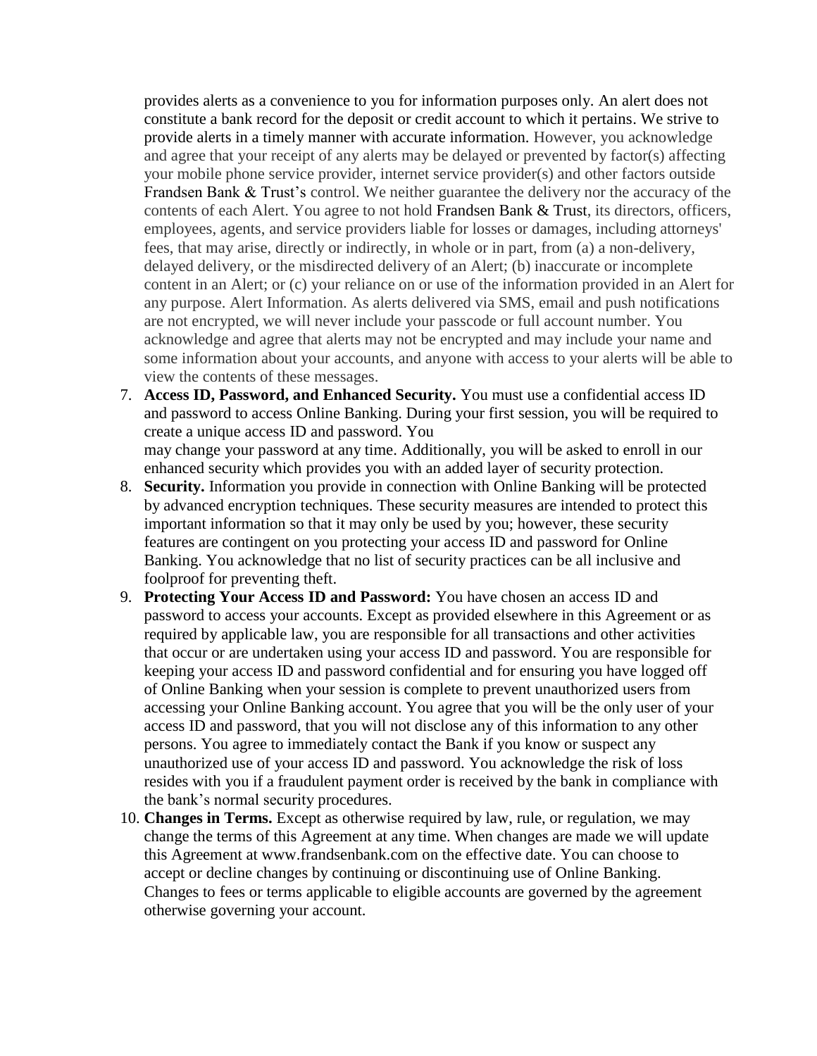provides alerts as a convenience to you for information purposes only. An alert does not constitute a bank record for the deposit or credit account to which it pertains. We strive to provide alerts in a timely manner with accurate information. However, you acknowledge and agree that your receipt of any alerts may be delayed or prevented by factor(s) affecting your mobile phone service provider, internet service provider(s) and other factors outside Frandsen Bank & Trust's control. We neither guarantee the delivery nor the accuracy of the contents of each Alert. You agree to not hold Frandsen Bank & Trust, its directors, officers, employees, agents, and service providers liable for losses or damages, including attorneys' fees, that may arise, directly or indirectly, in whole or in part, from (a) a non-delivery, delayed delivery, or the misdirected delivery of an Alert; (b) inaccurate or incomplete content in an Alert; or (c) your reliance on or use of the information provided in an Alert for any purpose. Alert Information. As alerts delivered via SMS, email and push notifications are not encrypted, we will never include your passcode or full account number. You acknowledge and agree that alerts may not be encrypted and may include your name and some information about your accounts, and anyone with access to your alerts will be able to view the contents of these messages.

7. **Access ID, Password, and Enhanced Security.** You must use a confidential access ID and password to access Online Banking. During your first session, you will be required to create a unique access ID and password. You may change your password at any time. Additionally, you will be asked to enroll in our enhanced security which provides you with an added layer of security protection.
8. **Security.** Information you provide in connection with Online Banking will be protected by advanced encryption techniques. These security measures are intended to protect this important information so that it may only be used by you; however, these security features are contingent on you protecting your access ID and password for Online Banking. You acknowledge that no list of security practices can be all inclusive and foolproof for preventing theft.
9. **Protecting Your Access ID and Password:** You have chosen an access ID and password to access your accounts. Except as provided elsewhere in this Agreement or as required by applicable law, you are responsible for all transactions and other activities that occur or are undertaken using your access ID and password. You are responsible for keeping your access ID and password confidential and for ensuring you have logged off of Online Banking when your session is complete to prevent unauthorized users from accessing your Online Banking account. You agree that you will be the only user of your access ID and password, that you will not disclose any of this information to any other persons. You agree to immediately contact the Bank if you know or suspect any unauthorized use of your access ID and password. You acknowledge the risk of loss resides with you if a fraudulent payment order is received by the bank in compliance with the bank's normal security procedures.
10. **Changes in Terms.** Except as otherwise required by law, rule, or regulation, we may change the terms of this Agreement at any time. When changes are made we will update this Agreement at www.frandsenbank.com on the effective date. You can choose to accept or decline changes by continuing or discontinuing use of Online Banking. Changes to fees or terms applicable to eligible accounts are governed by the agreement otherwise governing your account.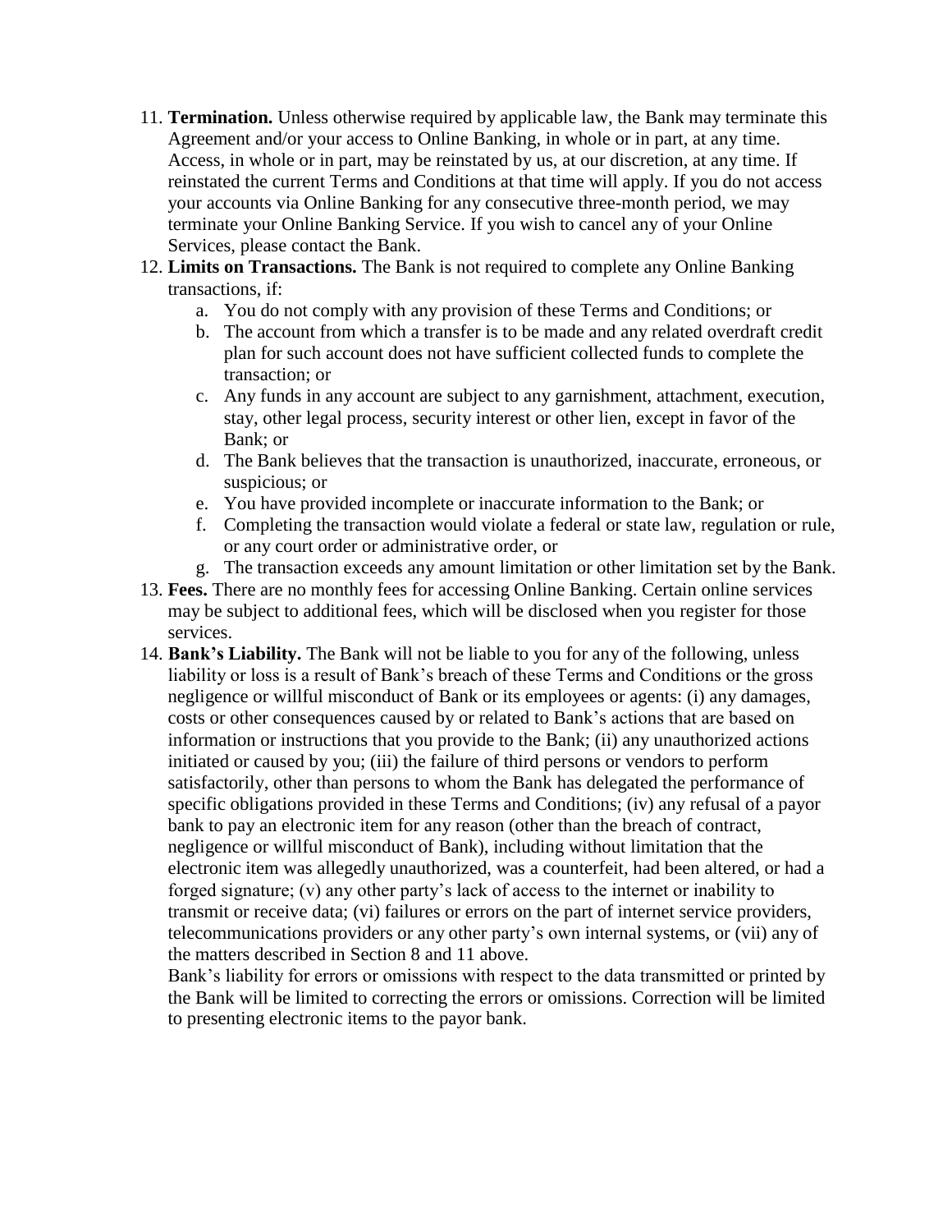11. **Termination.** Unless otherwise required by applicable law, the Bank may terminate this Agreement and/or your access to Online Banking, in whole or in part, at any time. Access, in whole or in part, may be reinstated by us, at our discretion, at any time. If reinstated the current Terms and Conditions at that time will apply. If you do not access your accounts via Online Banking for any consecutive three-month period, we may terminate your Online Banking Service. If you wish to cancel any of your Online Services, please contact the Bank.
12. **Limits on Transactions.** The Bank is not required to complete any Online Banking transactions, if:
    a. You do not comply with any provision of these Terms and Conditions; or
    b. The account from which a transfer is to be made and any related overdraft credit plan for such account does not have sufficient collected funds to complete the transaction; or
    c. Any funds in any account are subject to any garnishment, attachment, execution, stay, other legal process, security interest or other lien, except in favor of the Bank; or
    d. The Bank believes that the transaction is unauthorized, inaccurate, erroneous, or suspicious; or
    e. You have provided incomplete or inaccurate information to the Bank; or
    f. Completing the transaction would violate a federal or state law, regulation or rule, or any court order or administrative order, or
    g. The transaction exceeds any amount limitation or other limitation set by the Bank.
13. **Fees.** There are no monthly fees for accessing Online Banking. Certain online services may be subject to additional fees, which will be disclosed when you register for those services.
14. **Bank's Liability.** The Bank will not be liable to you for any of the following, unless liability or loss is a result of Bank's breach of these Terms and Conditions or the gross negligence or willful misconduct of Bank or its employees or agents: (i) any damages, costs or other consequences caused by or related to Bank's actions that are based on information or instructions that you provide to the Bank; (ii) any unauthorized actions initiated or caused by you; (iii) the failure of third persons or vendors to perform satisfactorily, other than persons to whom the Bank has delegated the performance of specific obligations provided in these Terms and Conditions; (iv) any refusal of a payor bank to pay an electronic item for any reason (other than the breach of contract, negligence or willful misconduct of Bank), including without limitation that the electronic item was allegedly unauthorized, was a counterfeit, had been altered, or had a forged signature; (v) any other party's lack of access to the internet or inability to transmit or receive data; (vi) failures or errors on the part of internet service providers, telecommunications providers or any other party's own internal systems, or (vii) any of the matters described in Section 8 and 11 above.

    Bank's liability for errors or omissions with respect to the data transmitted or printed by the Bank will be limited to correcting the errors or omissions. Correction will be limited to presenting electronic items to the payor bank.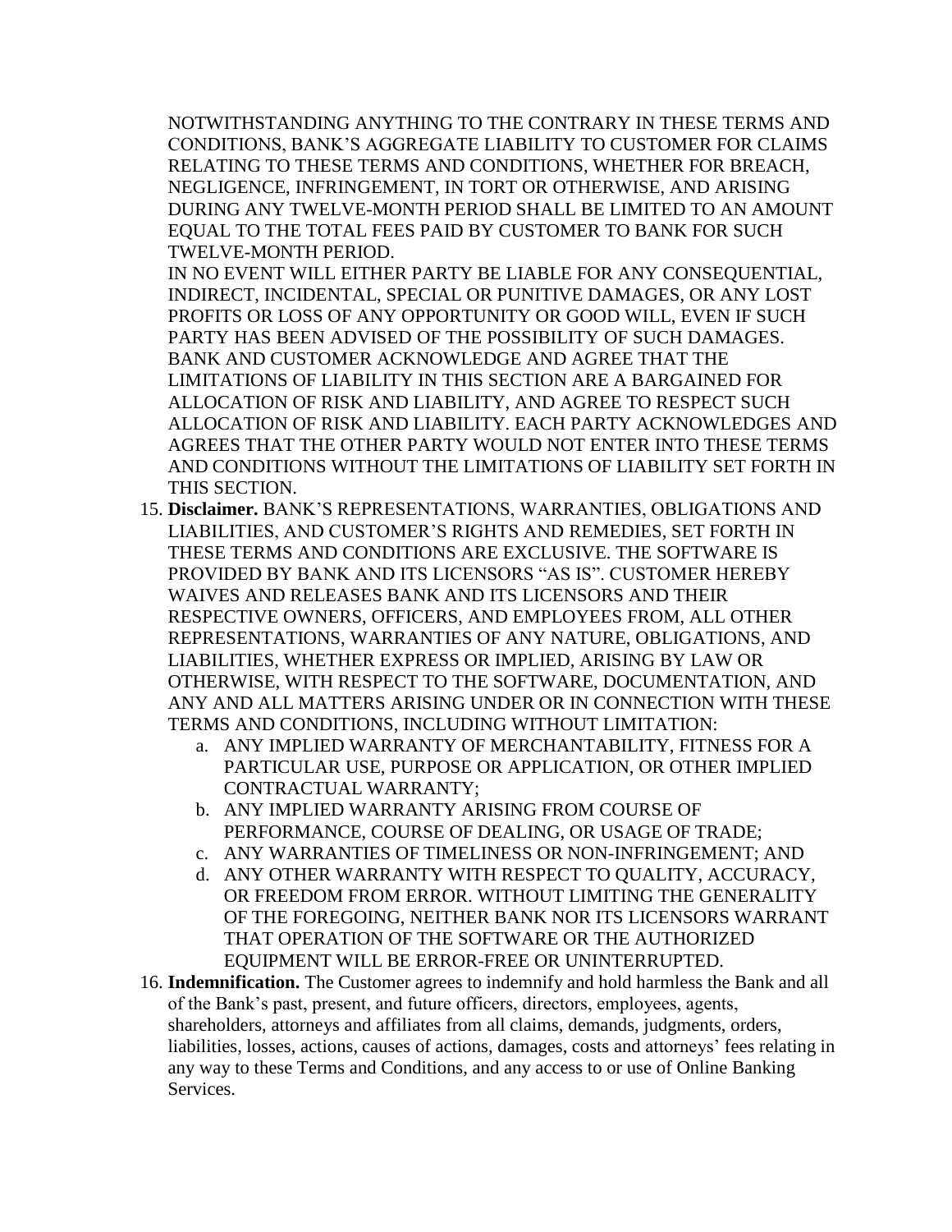NOTWITHSTANDING ANYTHING TO THE CONTRARY IN THESE TERMS AND CONDITIONS, BANK'S AGGREGATE LIABILITY TO CUSTOMER FOR CLAIMS RELATING TO THESE TERMS AND CONDITIONS, WHETHER FOR BREACH, NEGLIGENCE, INFRINGEMENT, IN TORT OR OTHERWISE, AND ARISING DURING ANY TWELVE-MONTH PERIOD SHALL BE LIMITED TO AN AMOUNT EQUAL TO THE TOTAL FEES PAID BY CUSTOMER TO BANK FOR SUCH TWELVE-MONTH PERIOD.

IN NO EVENT WILL EITHER PARTY BE LIABLE FOR ANY CONSEQUENTIAL, INDIRECT, INCIDENTAL, SPECIAL OR PUNITIVE DAMAGES, OR ANY LOST PROFITS OR LOSS OF ANY OPPORTUNITY OR GOOD WILL, EVEN IF SUCH PARTY HAS BEEN ADVISED OF THE POSSIBILITY OF SUCH DAMAGES. BANK AND CUSTOMER ACKNOWLEDGE AND AGREE THAT THE LIMITATIONS OF LIABILITY IN THIS SECTION ARE A BARGAINED FOR ALLOCATION OF RISK AND LIABILITY, AND AGREE TO RESPECT SUCH ALLOCATION OF RISK AND LIABILITY. EACH PARTY ACKNOWLEDGES AND AGREES THAT THE OTHER PARTY WOULD NOT ENTER INTO THESE TERMS AND CONDITIONS WITHOUT THE LIMITATIONS OF LIABILITY SET FORTH IN THIS SECTION.

15. **Disclaimer.** BANK'S REPRESENTATIONS, WARRANTIES, OBLIGATIONS AND LIABILITIES, AND CUSTOMER'S RIGHTS AND REMEDIES, SET FORTH IN THESE TERMS AND CONDITIONS ARE EXCLUSIVE. THE SOFTWARE IS PROVIDED BY BANK AND ITS LICENSORS "AS IS". CUSTOMER HEREBY WAIVES AND RELEASES BANK AND ITS LICENSORS AND THEIR RESPECTIVE OWNERS, OFFICERS, AND EMPLOYEES FROM, ALL OTHER REPRESENTATIONS, WARRANTIES OF ANY NATURE, OBLIGATIONS, AND LIABILITIES, WHETHER EXPRESS OR IMPLIED, ARISING BY LAW OR OTHERWISE, WITH RESPECT TO THE SOFTWARE, DOCUMENTATION, AND ANY AND ALL MATTERS ARISING UNDER OR IN CONNECTION WITH THESE TERMS AND CONDITIONS, INCLUDING WITHOUT LIMITATION:
    a. ANY IMPLIED WARRANTY OF MERCHANTABILITY, FITNESS FOR A PARTICULAR USE, PURPOSE OR APPLICATION, OR OTHER IMPLIED CONTRACTUAL WARRANTY;
    b. ANY IMPLIED WARRANTY ARISING FROM COURSE OF PERFORMANCE, COURSE OF DEALING, OR USAGE OF TRADE;
    c. ANY WARRANTIES OF TIMELINESS OR NON-INFRINGEMENT; AND
    d. ANY OTHER WARRANTY WITH RESPECT TO QUALITY, ACCURACY, OR FREEDOM FROM ERROR. WITHOUT LIMITING THE GENERALITY OF THE FOREGOING, NEITHER BANK NOR ITS LICENSORS WARRANT THAT OPERATION OF THE SOFTWARE OR THE AUTHORIZED EQUIPMENT WILL BE ERROR-FREE OR UNINTERRUPTED.
16. **Indemnification.** The Customer agrees to indemnify and hold harmless the Bank and all of the Bank's past, present, and future officers, directors, employees, agents, shareholders, attorneys and affiliates from all claims, demands, judgments, orders, liabilities, losses, actions, causes of actions, damages, costs and attorneys' fees relating in any way to these Terms and Conditions, and any access to or use of Online Banking Services.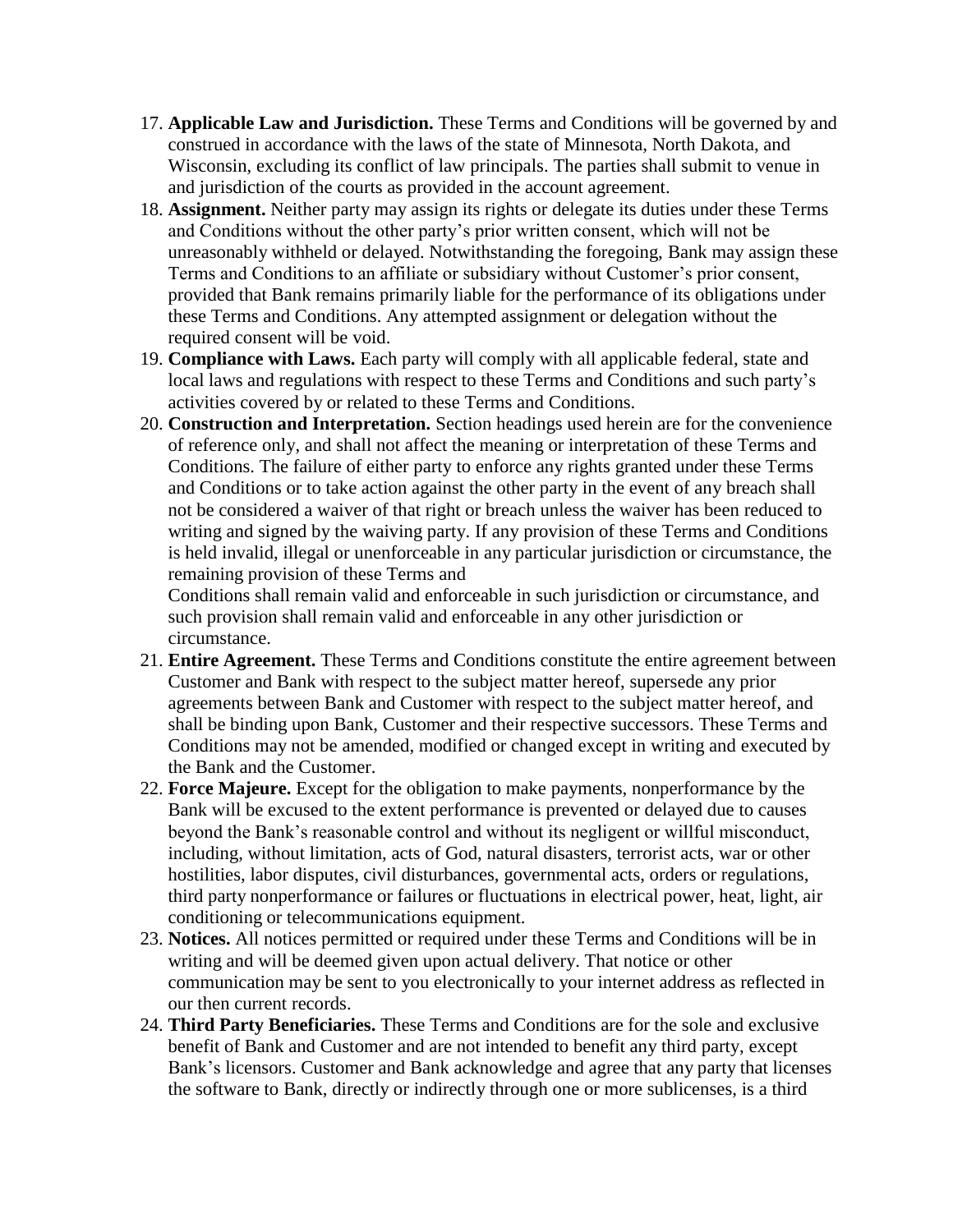17. **Applicable Law and Jurisdiction.** These Terms and Conditions will be governed by and construed in accordance with the laws of the state of Minnesota, North Dakota, and Wisconsin, excluding its conflict of law principals. The parties shall submit to venue in and jurisdiction of the courts as provided in the account agreement.
18. **Assignment.** Neither party may assign its rights or delegate its duties under these Terms and Conditions without the other party's prior written consent, which will not be unreasonably withheld or delayed. Notwithstanding the foregoing, Bank may assign these Terms and Conditions to an affiliate or subsidiary without Customer's prior consent, provided that Bank remains primarily liable for the performance of its obligations under these Terms and Conditions. Any attempted assignment or delegation without the required consent will be void.
19. **Compliance with Laws.** Each party will comply with all applicable federal, state and local laws and regulations with respect to these Terms and Conditions and such party's activities covered by or related to these Terms and Conditions.
20. **Construction and Interpretation.** Section headings used herein are for the convenience of reference only, and shall not affect the meaning or interpretation of these Terms and Conditions. The failure of either party to enforce any rights granted under these Terms and Conditions or to take action against the other party in the event of any breach shall not be considered a waiver of that right or breach unless the waiver has been reduced to writing and signed by the waiving party. If any provision of these Terms and Conditions is held invalid, illegal or unenforceable in any particular jurisdiction or circumstance, the remaining provision of these Terms and Conditions shall remain valid and enforceable in such jurisdiction or circumstance, and such provision shall remain valid and enforceable in any other jurisdiction or circumstance.
21. **Entire Agreement.** These Terms and Conditions constitute the entire agreement between Customer and Bank with respect to the subject matter hereof, supersede any prior agreements between Bank and Customer with respect to the subject matter hereof, and shall be binding upon Bank, Customer and their respective successors. These Terms and Conditions may not be amended, modified or changed except in writing and executed by the Bank and the Customer.
22. **Force Majeure.** Except for the obligation to make payments, nonperformance by the Bank will be excused to the extent performance is prevented or delayed due to causes beyond the Bank's reasonable control and without its negligent or willful misconduct, including, without limitation, acts of God, natural disasters, terrorist acts, war or other hostilities, labor disputes, civil disturbances, governmental acts, orders or regulations, third party nonperformance or failures or fluctuations in electrical power, heat, light, air conditioning or telecommunications equipment.
23. **Notices.** All notices permitted or required under these Terms and Conditions will be in writing and will be deemed given upon actual delivery. That notice or other communication may be sent to you electronically to your internet address as reflected in our then current records.
24. **Third Party Beneficiaries.** These Terms and Conditions are for the sole and exclusive benefit of Bank and Customer and are not intended to benefit any third party, except Bank's licensors. Customer and Bank acknowledge and agree that any party that licenses the software to Bank, directly or indirectly through one or more sublicenses, is a third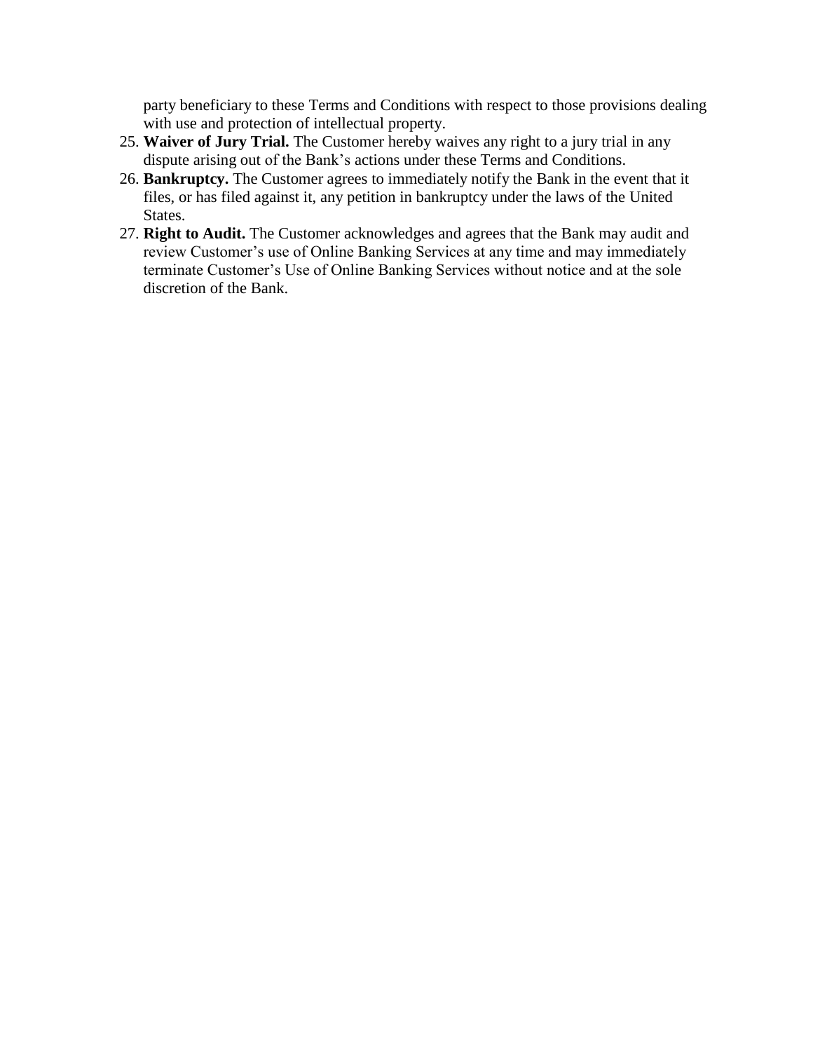party beneficiary to these Terms and Conditions with respect to those provisions dealing with use and protection of intellectual property.

25. **Waiver of Jury Trial.** The Customer hereby waives any right to a jury trial in any dispute arising out of the Bank's actions under these Terms and Conditions.
26. **Bankruptcy.** The Customer agrees to immediately notify the Bank in the event that it files, or has filed against it, any petition in bankruptcy under the laws of the United States.
27. **Right to Audit.** The Customer acknowledges and agrees that the Bank may audit and review Customer's use of Online Banking Services at any time and may immediately terminate Customer's Use of Online Banking Services without notice and at the sole discretion of the Bank.